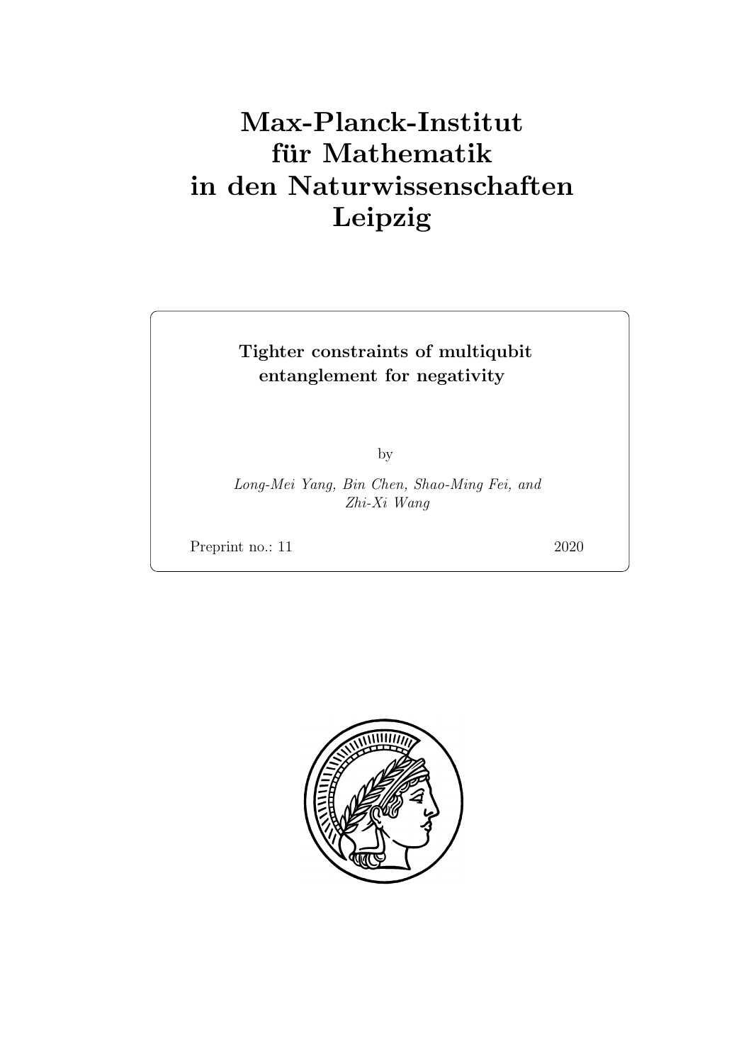# Max-Planck-Institut für Mathematik in den Naturwissenschaften Leipzig

## Tighter constraints of multiqubit entanglement for negativity

by

*Long-Mei Yang, Bin Chen, Shao-Ming Fei, and Zhi-Xi Wang*

Preprint no.: 11 2020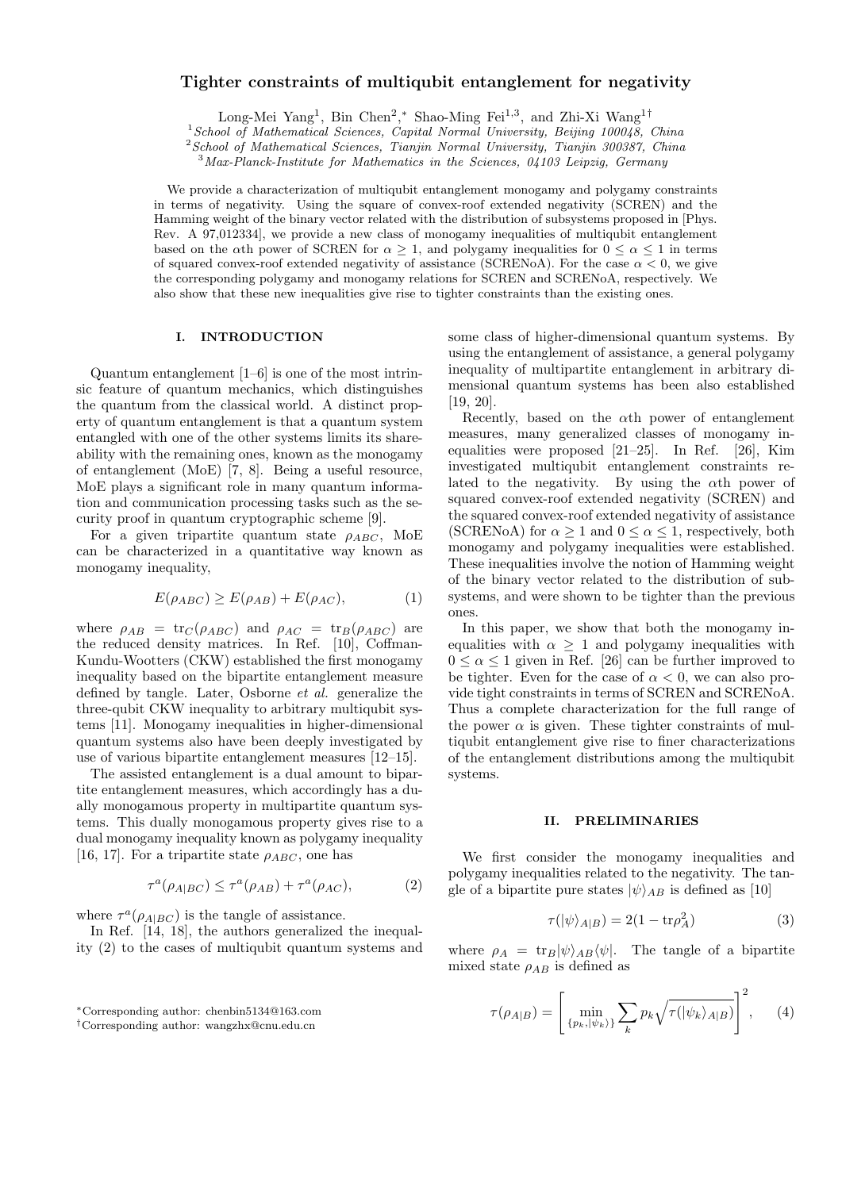# Tighter constraints of multiqubit entanglement for negativity

Long-Mei Yang[1], Bin Chen[2,*], Shao-Ming Fei[1,3], and Zhi-Xi Wang[1†]

[1] *School of Mathematical Sciences, Capital Normal University, Beijing 100048, China*
[2] *School of Mathematical Sciences, Tianjin Normal University, Tianjin 300387, China*
[3] *Max-Planck-Institute for Mathematics in the Sciences, 04103 Leipzig, Germany*

We provide a characterization of multiqubit entanglement monogamy and polygamy constraints in terms of negativity. Using the square of convex-roof extended negativity (SCREN) and the Hamming weight of the binary vector related with the distribution of subsystems proposed in [Phys. Rev. A 97,012334], we provide a new class of monogamy inequalities of multiqubit entanglement based on the $\alpha$th power of SCREN for $\alpha \geq 1$, and polygamy inequalities for $0 \leq \alpha \leq 1$ in terms of squared convex-roof extended negativity of assistance (SCRENoA). For the case $\alpha < 0$, we give the corresponding polygamy and monogamy relations for SCREN and SCRENoA, respectively. We also show that these new inequalities give rise to tighter constraints than the existing ones.

## I. INTRODUCTION

Quantum entanglement [1–6] is one of the most intrinsic feature of quantum mechanics, which distinguishes the quantum from the classical world. A distinct property of quantum entanglement is that a quantum system entangled with one of the other systems limits its shareability with the remaining ones, known as the monogamy of entanglement (MoE) [7, 8]. Being a useful resource, MoE plays a significant role in many quantum information and communication processing tasks such as the security proof in quantum cryptographic scheme [9].

For a given tripartite quantum state $\rho_{ABC}$, MoE can be characterized in a quantitative way known as monogamy inequality,

$$E(\rho_{ABC}) \geq E(\rho_{AB}) + E(\rho_{AC}), \tag{1}$$

where $\rho_{AB} = \mathrm{tr}_C(\rho_{ABC})$ and $\rho_{AC} = \mathrm{tr}_B(\rho_{ABC})$ are the reduced density matrices. In Ref. [10], Coffman-Kundu-Wootters (CKW) established the first monogamy inequality based on the bipartite entanglement measure defined by tangle. Later, Osborne *et al.* generalize the three-qubit CKW inequality to arbitrary multiqubit systems [11]. Monogamy inequalities in higher-dimensional quantum systems also have been deeply investigated by use of various bipartite entanglement measures [12–15].

The assisted entanglement is a dual amount to bipartite entanglement measures, which accordingly has a dually monogamous property in multipartite quantum systems. This dually monogamous property gives rise to a dual monogamy inequality known as polygamy inequality [16, 17]. For a tripartite state $\rho_{ABC}$, one has

$$\tau^a(\rho_{A|BC}) \leq \tau^a(\rho_{AB}) + \tau^a(\rho_{AC}), \tag{2}$$

where $\tau^a(\rho_{A|BC})$ is the tangle of assistance.

In Ref. [14, 18], the authors generalized the inequality (2) to the cases of multiqubit quantum systems and some class of higher-dimensional quantum systems. By using the entanglement of assistance, a general polygamy inequality of multipartite entanglement in arbitrary dimensional quantum systems has been also established [19, 20].

Recently, based on the $\alpha$th power of entanglement measures, many generalized classes of monogamy inequalities were proposed [21–25]. In Ref. [26], Kim investigated multiqubit entanglement constraints related to the negativity. By using the $\alpha$th power of squared convex-roof extended negativity (SCREN) and the squared convex-roof extended negativity of assistance (SCRENoA) for $\alpha \geq 1$ and $0 \leq \alpha \leq 1$, respectively, both monogamy and polygamy inequalities were established. These inequalities involve the notion of Hamming weight of the binary vector related to the distribution of subsystems, and were shown to be tighter than the previous ones.

In this paper, we show that both the monogamy inequalities with $\alpha \geq 1$ and polygamy inequalities with $0 \leq \alpha \leq 1$ given in Ref. [26] can be further improved to be tighter. Even for the case of $\alpha < 0$, we can also provide tight constraints in terms of SCREN and SCRENoA. Thus a complete characterization for the full range of the power $\alpha$ is given. These tighter constraints of multiqubit entanglement give rise to finer characterizations of the entanglement distributions among the multiqubit systems.

## II. PRELIMINARIES

We first consider the monogamy inequalities and polygamy inequalities related to the negativity. The tangle of a bipartite pure states $|\psi\rangle_{AB}$ is defined as [10]

$$\tau(|\psi\rangle_{A|B}) = 2(1 - \mathrm{tr}\rho_A^2) \tag{3}$$

where $\rho_A = \mathrm{tr}_B|\psi\rangle_{AB}\langle\psi|$. The tangle of a bipartite mixed state $\rho_{AB}$ is defined as

$$\tau(\rho_{A|B}) = \left[\min_{\{p_k, |\psi_k\rangle\}} \sum_k p_k \sqrt{\tau(|\psi_k\rangle_{A|B})}\right]^2, \tag{4}$$

*Corresponding author: chenbin5134@163.com
†Corresponding author: wangzhx@cnu.edu.cn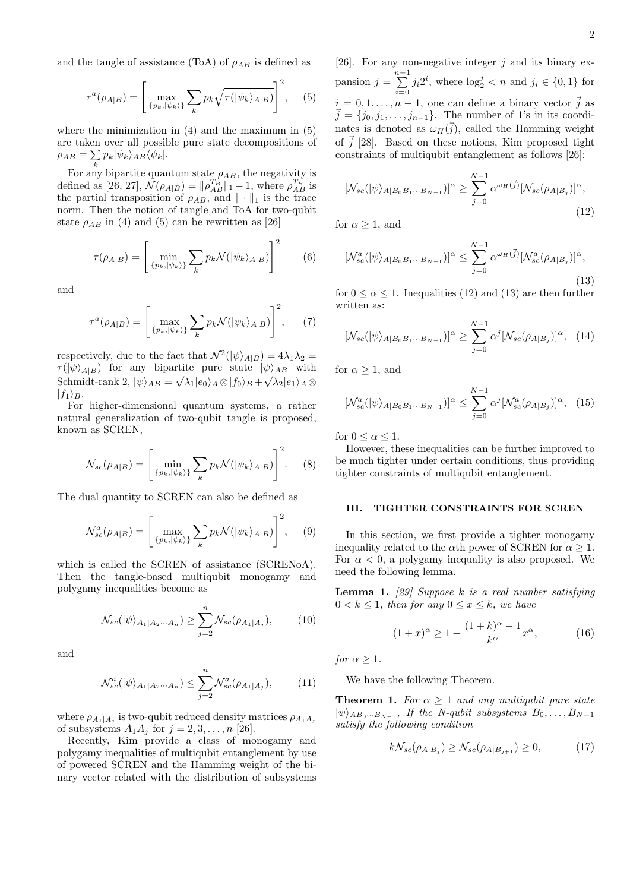and the tangle of assistance (ToA) of $\rho_{AB}$ is defined as

$$\tau^a(\rho_{A|B}) = \left[ \max_{\{p_k, |\psi_k\rangle\}} \sum_k p_k \sqrt{\tau(|\psi_k\rangle_{A|B})} \right]^2, \quad (5)$$

where the minimization in (4) and the maximum in (5) are taken over all possible pure state decompositions of $\rho_{AB} = \sum_k p_k |\psi_k\rangle_{AB}\langle\psi_k|$.

For any bipartite quantum state $\rho_{AB}$, the negativity is defined as [26, 27], $\mathcal{N}(\rho_{A|B}) = \|\rho_{AB}^{T_B}\|_1 - 1$, where $\rho_{AB}^{T_B}$ is the partial transposition of $\rho_{AB}$, and $\| \cdot \|_1$ is the trace norm. Then the notion of tangle and ToA for two-qubit state $\rho_{AB}$ in (4) and (5) can be rewritten as [26]

$$\tau(\rho_{A|B}) = \left[ \min_{\{p_k, |\psi_k\rangle\}} \sum_k p_k \mathcal{N}(|\psi_k\rangle_{A|B}) \right]^2 \quad (6)$$

and

$$\tau^a(\rho_{A|B}) = \left[ \max_{\{p_k, |\psi_k\rangle\}} \sum_k p_k \mathcal{N}(|\psi_k\rangle_{A|B}) \right]^2, \quad (7)$$

respectively, due to the fact that $\mathcal{N}^2(|\psi\rangle_{A|B}) = 4\lambda_1\lambda_2 = \tau(|\psi\rangle_{A|B})$ for any bipartite pure state $|\psi\rangle_{AB}$ with Schmidt-rank 2, $|\psi\rangle_{AB} = \sqrt{\lambda_1}|e_0\rangle_A \otimes |f_0\rangle_B + \sqrt{\lambda_2}|e_1\rangle_A \otimes |f_1\rangle_B$.

For higher-dimensional quantum systems, a rather natural generalization of two-qubit tangle is proposed, known as SCREN,

$$\mathcal{N}_{sc}(\rho_{A|B}) = \left[ \min_{\{p_k, |\psi_k\rangle\}} \sum_k p_k \mathcal{N}(|\psi_k\rangle_{A|B}) \right]^2. \quad (8)$$

The dual quantity to SCREN can also be defined as

$$\mathcal{N}_{sc}^a(\rho_{A|B}) = \left[ \max_{\{p_k, |\psi_k\rangle\}} \sum_k p_k \mathcal{N}(|\psi_k\rangle_{A|B}) \right]^2, \quad (9)$$

which is called the SCREN of assistance (SCRENoA). Then the tangle-based multiqubit monogamy and polygamy inequalities become as

$$\mathcal{N}_{sc}(|\psi\rangle_{A_1|A_2\cdots A_n}) \geq \sum_{j=2}^{n} \mathcal{N}_{sc}(\rho_{A_1|A_j}), \quad (10)$$

and

$$\mathcal{N}_{sc}^a(|\psi\rangle_{A_1|A_2\cdots A_n}) \leq \sum_{j=2}^{n} \mathcal{N}_{sc}^a(\rho_{A_1|A_j}), \quad (11)$$

where $\rho_{A_1|A_j}$ is two-qubit reduced density matrices $\rho_{A_1 A_j}$ of subsystems $A_1 A_j$ for $j = 2, 3, \ldots, n$ [26].

Recently, Kim provide a class of monogamy and polygamy inequalities of multiqubit entanglement by use of powered SCREN and the Hamming weight of the binary vector related with the distribution of subsystems [26]. For any non-negative integer $j$ and its binary expansion $j = \sum_{i=0}^{n-1} j_i 2^i$, where $\log_2^j < n$ and $j_i \in \{0, 1\}$ for $i = 0, 1, \ldots, n-1$, one can define a binary vector $\vec{j}$ as $\vec{j} = \{j_0, j_1, \ldots, j_{n-1}\}$. The number of 1's in its coordinates is denoted as $\omega_H(\vec{j})$, called the Hamming weight of $\vec{j}$ [28]. Based on these notions, Kim proposed tight constraints of multiqubit entanglement as follows [26]:

$$[\mathcal{N}_{sc}(|\psi\rangle_{A|B_0B_1\cdots B_{N-1}})]^\alpha \geq \sum_{j=0}^{N-1} \alpha^{\omega_H(\vec{j})} [\mathcal{N}_{sc}(\rho_{A|B_j})]^\alpha, \quad (12)$$

for $\alpha \geq 1$, and

$$[\mathcal{N}_{sc}^a(|\psi\rangle_{A|B_0B_1\cdots B_{N-1}})]^\alpha \leq \sum_{j=0}^{N-1} \alpha^{\omega_H(\vec{j})} [\mathcal{N}_{sc}^a(\rho_{A|B_j})]^\alpha, \quad (13)$$

for $0 \leq \alpha \leq 1$. Inequalities (12) and (13) are then further written as:

$$[\mathcal{N}_{sc}(|\psi\rangle_{A|B_0B_1\cdots B_{N-1}})]^\alpha \geq \sum_{j=0}^{N-1} \alpha^j [\mathcal{N}_{sc}(\rho_{A|B_j})]^\alpha, \quad (14)$$

for $\alpha \geq 1$, and

$$[\mathcal{N}_{sc}^a(|\psi\rangle_{A|B_0B_1\cdots B_{N-1}})]^\alpha \leq \sum_{j=0}^{N-1} \alpha^j [\mathcal{N}_{sc}^a(\rho_{A|B_j})]^\alpha, \quad (15)$$

for $0 \leq \alpha \leq 1$.

However, these inequalities can be further improved to be much tighter under certain conditions, thus providing tighter constraints of multiqubit entanglement.

## III. TIGHTER CONSTRAINTS FOR SCREN

In this section, we first provide a tighter monogamy inequality related to the $\alpha$th power of SCREN for $\alpha \geq 1$. For $\alpha < 0$, a polygamy inequality is also proposed. We need the following lemma.

**Lemma 1.** *[29] Suppose $k$ is a real number satisfying $0 < k \leq 1$, then for any $0 \leq x \leq k$, we have*

$$(1 + x)^\alpha \geq 1 + \frac{(1 + k)^\alpha - 1}{k^\alpha} x^\alpha, \quad (16)$$

*for $\alpha \geq 1$.*

We have the following Theorem.

**Theorem 1.** *For $\alpha \geq 1$ and any multiqubit pure state $|\psi\rangle_{AB_0\cdots B_{N-1}}$, If the N-qubit subsystems $B_0, \ldots, B_{N-1}$ satisfy the following condition*

$$k\mathcal{N}_{sc}(\rho_{A|B_j}) \geq \mathcal{N}_{sc}(\rho_{A|B_{j+1}}) \geq 0, \quad (17)$$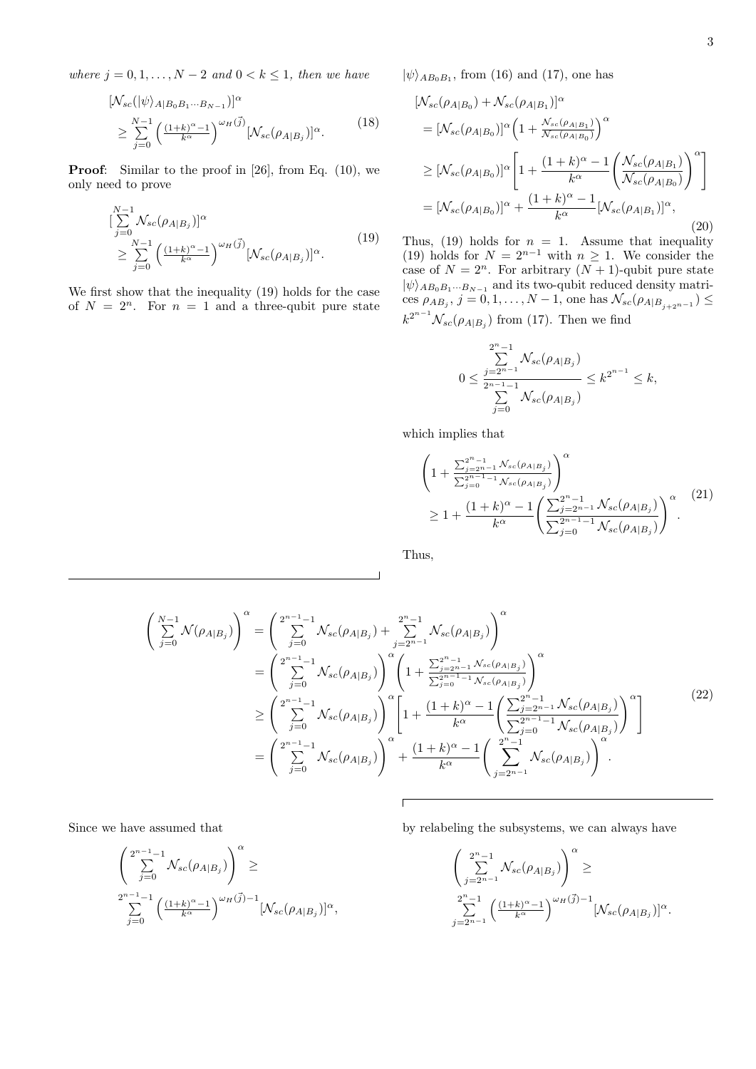*where $j = 0, 1, \ldots, N-2$ and $0 < k \leq 1$, then we have*

$$
\begin{aligned}
&[\mathcal{N}_{sc}(|\psi\rangle_{A|B_0B_1\cdots B_{N-1}})]^\alpha \\
&\geq \sum_{j=0}^{N-1} \left(\tfrac{(1+k)^\alpha - 1}{k^\alpha}\right)^{\omega_H(\vec{j})} [\mathcal{N}_{sc}(\rho_{A|B_j})]^\alpha.
\end{aligned}
\tag{18}
$$

**Proof**: Similar to the proof in [26], from Eq. (10), we only need to prove

$$
\begin{aligned}
&[\sum_{j=0}^{N-1} \mathcal{N}_{sc}(\rho_{A|B_j})]^\alpha \\
&\geq \sum_{j=0}^{N-1} \left(\tfrac{(1+k)^\alpha - 1}{k^\alpha}\right)^{\omega_H(\vec{j})} [\mathcal{N}_{sc}(\rho_{A|B_j})]^\alpha.
\end{aligned}
\tag{19}
$$

We first show that the inequality (19) holds for the case of $N = 2^n$. For $n = 1$ and a three-qubit pure state $|\psi\rangle_{AB_0B_1}$, from (16) and (17), one has

$$
\begin{aligned}
&[\mathcal{N}_{sc}(\rho_{A|B_0}) + \mathcal{N}_{sc}(\rho_{A|B_1})]^\alpha \\
&= [\mathcal{N}_{sc}(\rho_{A|B_0})]^\alpha \Big(1 + \tfrac{\mathcal{N}_{sc}(\rho_{A|B_1})}{\mathcal{N}_{sc}(\rho_{A|B_0})}\Big)^\alpha \\
&\geq [\mathcal{N}_{sc}(\rho_{A|B_0})]^\alpha \left[1 + \frac{(1+k)^\alpha - 1}{k^\alpha}\left(\frac{\mathcal{N}_{sc}(\rho_{A|B_1})}{\mathcal{N}_{sc}(\rho_{A|B_0})}\right)^\alpha\right] \\
&= [\mathcal{N}_{sc}(\rho_{A|B_0})]^\alpha + \frac{(1+k)^\alpha - 1}{k^\alpha}[\mathcal{N}_{sc}(\rho_{A|B_1})]^\alpha,
\end{aligned}
\tag{20}
$$

Thus, (19) holds for $n = 1$. Assume that inequality (19) holds for $N = 2^{n-1}$ with $n \geq 1$. We consider the case of $N = 2^n$. For arbitrary $(N+1)$-qubit pure state $|\psi\rangle_{AB_0B_1\cdots B_{N-1}}$ and its two-qubit reduced density matrices $\rho_{AB_j}$, $j = 0, 1, \ldots, N-1$, one has $\mathcal{N}_{sc}(\rho_{A|B_{j+2^{n-1}}}) \leq k^{2^{n-1}} \mathcal{N}_{sc}(\rho_{A|B_j})$ from (17). Then we find

$$
0 \leq \frac{\sum\limits_{j=2^{n-1}}^{2^n-1} \mathcal{N}_{sc}(\rho_{A|B_j})}{\sum\limits_{j=0}^{2^{n-1}-1} \mathcal{N}_{sc}(\rho_{A|B_j})} \leq k^{2^{n-1}} \leq k,
$$

which implies that

$$
\begin{aligned}
&\left(1 + \tfrac{\sum_{j=2^{n-1}}^{2^n-1} \mathcal{N}_{sc}(\rho_{A|B_j})}{\sum_{j=0}^{2^{n-1}-1} \mathcal{N}_{sc}(\rho_{A|B_j})}\right)^\alpha \\
&\geq 1 + \frac{(1+k)^\alpha - 1}{k^\alpha}\left(\frac{\sum_{j=2^{n-1}}^{2^n-1} \mathcal{N}_{sc}(\rho_{A|B_j})}{\sum_{j=0}^{2^{n-1}-1} \mathcal{N}_{sc}(\rho_{A|B_j})}\right)^\alpha.
\end{aligned}
\tag{21}
$$

Thus,

$$
\begin{aligned}
\left(\sum_{j=0}^{N-1} \mathcal{N}(\rho_{A|B_j})\right)^\alpha &= \left(\sum_{j=0}^{2^{n-1}-1} \mathcal{N}_{sc}(\rho_{A|B_j}) + \sum_{j=2^{n-1}}^{2^n-1} \mathcal{N}_{sc}(\rho_{A|B_j})\right)^\alpha \\
&= \left(\sum_{j=0}^{2^{n-1}-1} \mathcal{N}_{sc}(\rho_{A|B_j})\right)^\alpha \left(1 + \tfrac{\sum_{j=2^{n-1}}^{2^n-1} \mathcal{N}_{sc}(\rho_{A|B_j})}{\sum_{j=0}^{2^{n-1}-1} \mathcal{N}_{sc}(\rho_{A|B_j})}\right)^\alpha \\
&\geq \left(\sum_{j=0}^{2^{n-1}-1} \mathcal{N}_{sc}(\rho_{A|B_j})\right)^\alpha \left[1 + \frac{(1+k)^\alpha - 1}{k^\alpha}\left(\frac{\sum_{j=2^{n-1}}^{2^n-1} \mathcal{N}_{sc}(\rho_{A|B_j})}{\sum_{j=0}^{2^{n-1}-1} \mathcal{N}_{sc}(\rho_{A|B_j})}\right)^\alpha\right] \\
&= \left(\sum_{j=0}^{2^{n-1}-1} \mathcal{N}_{sc}(\rho_{A|B_j})\right)^\alpha + \frac{(1+k)^\alpha - 1}{k^\alpha}\left(\sum_{j=2^{n-1}}^{2^n-1} \mathcal{N}_{sc}(\rho_{A|B_j})\right)^\alpha.
\end{aligned}
\tag{22}
$$

Since we have assumed that

$$
\begin{aligned}
&\left(\sum_{j=0}^{2^{n-1}-1} \mathcal{N}_{sc}(\rho_{A|B_j})\right)^\alpha \geq \\
&\sum_{j=0}^{2^{n-1}-1} \left(\tfrac{(1+k)^\alpha - 1}{k^\alpha}\right)^{\omega_H(\vec{j})-1} [\mathcal{N}_{sc}(\rho_{A|B_j})]^\alpha,
\end{aligned}
$$

by relabeling the subsystems, we can always have

$$
\begin{aligned}
&\left(\sum_{j=2^{n-1}}^{2^n-1} \mathcal{N}_{sc}(\rho_{A|B_j})\right)^\alpha \geq \\
&\sum_{j=2^{n-1}}^{2^n-1} \left(\tfrac{(1+k)^\alpha - 1}{k^\alpha}\right)^{\omega_H(\vec{j})-1} [\mathcal{N}_{sc}(\rho_{A|B_j})]^\alpha.
\end{aligned}
$$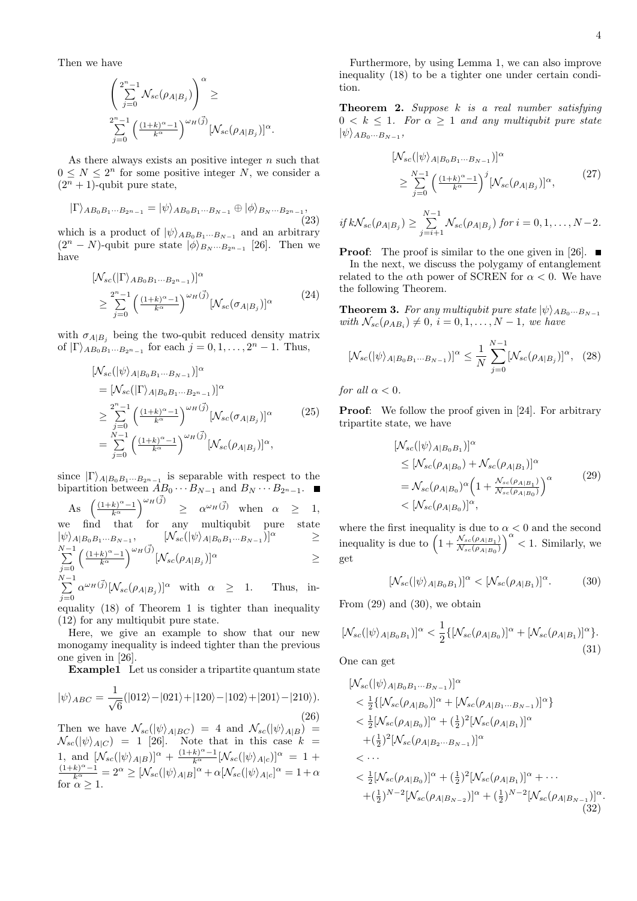Then we have

$$\left(\sum_{j=0}^{2^n-1}\mathcal{N}_{sc}(\rho_{A|B_j})\right)^\alpha \geq \sum_{j=0}^{2^n-1}\left(\tfrac{(1+k)^\alpha-1}{k^\alpha}\right)^{\omega_H(\vec{j})}[\mathcal{N}_{sc}(\rho_{A|B_j})]^\alpha.$$

As there always exists an positive integer $n$ such that $0 \leq N \leq 2^n$ for some positive integer $N$, we consider a $(2^n+1)$-qubit pure state,

$$|\Gamma\rangle_{AB_0B_1\cdots B_{2^n-1}} = |\psi\rangle_{AB_0B_1\cdots B_{N-1}} \oplus |\phi\rangle_{B_N\cdots B_{2^n-1}}, \tag{23}$$

which is a product of $|\psi\rangle_{AB_0B_1\cdots B_{N-1}}$ and an arbitrary $(2^n-N)$-qubit pure state $|\phi\rangle_{B_N\cdots B_{2^n-1}}$ [26]. Then we have

$$[\mathcal{N}_{sc}(|\Gamma\rangle_{AB_0B_1\cdots B_{2^n-1}})]^\alpha \geq \sum_{j=0}^{2^n-1}\left(\tfrac{(1+k)^\alpha-1}{k^\alpha}\right)^{\omega_H(\vec{j})}[\mathcal{N}_{sc}(\sigma_{A|B_j})]^\alpha \tag{24}$$

with $\sigma_{A|B_j}$ being the two-qubit reduced density matrix of $|\Gamma\rangle_{AB_0B_1\cdots B_{2^n-1}}$ for each $j=0,1,\ldots,2^n-1$. Thus,

$$\begin{aligned}
&[\mathcal{N}_{sc}(|\psi\rangle_{A|B_0B_1\cdots B_{N-1}})]^\alpha\\
&= [\mathcal{N}_{sc}(|\Gamma\rangle_{A|B_0B_1\cdots B_{2^n-1}})]^\alpha\\
&\geq \sum_{j=0}^{2^n-1}\left(\tfrac{(1+k)^\alpha-1}{k^\alpha}\right)^{\omega_H(\vec{j})}[\mathcal{N}_{sc}(\sigma_{A|B_j})]^\alpha\\
&= \sum_{j=0}^{N-1}\left(\tfrac{(1+k)^\alpha-1}{k^\alpha}\right)^{\omega_H(\vec{j})}[\mathcal{N}_{sc}(\rho_{A|B_j})]^\alpha,
\end{aligned} \tag{25}$$

since $|\Gamma\rangle_{A|B_0B_1\cdots B_{2^n-1}}$ is separable with respect to the bipartition between $AB_0\cdots B_{N-1}$ and $B_N\cdots B_{2^n-1}$. ■

As $\left(\frac{(1+k)^\alpha-1}{k^\alpha}\right)^{\omega_H(\vec{j})} \geq \alpha^{\omega_H(\vec{j})}$ when $\alpha \geq 1$, we find that for any multiqubit pure state $|\psi\rangle_{A|B_0B_1\cdots B_{N-1}}$, $[\mathcal{N}_{sc}(|\psi\rangle_{A|B_0B_1\cdots B_{N-1}})]^\alpha \geq \sum_{j=0}^{N-1}\left(\frac{(1+k)^\alpha-1}{k^\alpha}\right)^{\omega_H(\vec{j})}[\mathcal{N}_{sc}(\rho_{A|B_j})]^\alpha \geq \sum_{j=0}^{N-1}\alpha^{\omega_H(\vec{j})}[\mathcal{N}_{sc}(\rho_{A|B_j})]^\alpha$ with $\alpha \geq 1$. Thus, inequality (18) of Theorem 1 is tighter than inequality (12) for any multiqubit pure state.

Here, we give an example to show that our new monogamy inequality is indeed tighter than the previous one given in [26].

**Example1** Let us consider a tripartite quantum state

$$|\psi\rangle_{ABC} = \frac{1}{\sqrt{6}}(|012\rangle-|021\rangle+|120\rangle-|102\rangle+|201\rangle-|210\rangle). \tag{26}$$

Then we have $\mathcal{N}_{sc}(|\psi\rangle_{A|BC}) = 4$ and $\mathcal{N}_{sc}(|\psi\rangle_{A|B}) = \mathcal{N}_{sc}(|\psi\rangle_{A|C}) = 1$ [26]. Note that in this case $k = 1$, and $[\mathcal{N}_{sc}(|\psi\rangle_{A|B})]^\alpha + \frac{(1+k)^\alpha-1}{k^\alpha}[\mathcal{N}_{sc}(|\psi\rangle_{A|c})]^\alpha = 1 + \frac{(1+k)^\alpha-1}{k^\alpha} = 2^\alpha \geq [\mathcal{N}_{sc}(|\psi\rangle_{A|B}]^\alpha + \alpha[\mathcal{N}_{sc}(|\psi\rangle_{A|c}]^\alpha = 1+\alpha$ for $\alpha \geq 1$.

Furthermore, by using Lemma 1, we can also improve inequality (18) to be a tighter one under certain condition.

**Theorem 2.** *Suppose $k$ is a real number satisfying $0 < k \leq 1$. For $\alpha \geq 1$ and any multiqubit pure state $|\psi\rangle_{AB_0\cdots B_{N-1}}$,*

$$[\mathcal{N}_{sc}(|\psi\rangle_{A|B_0B_1\cdots B_{N-1}})]^\alpha \geq \sum_{j=0}^{N-1}\left(\tfrac{(1+k)^\alpha-1}{k^\alpha}\right)^j[\mathcal{N}_{sc}(\rho_{A|B_j})]^\alpha, \tag{27}$$

*if $k\mathcal{N}_{sc}(\rho_{A|B_j}) \geq \sum_{j=i+1}^{N-1}\mathcal{N}_{sc}(\rho_{A|B_j})$ for $i = 0,1,\ldots,N-2$.*

**Proof**: The proof is similar to the one given in [26]. ■

In the next, we discuss the polygamy of entanglement related to the $\alpha$th power of SCREN for $\alpha < 0$. We have the following Theorem.

**Theorem 3.** *For any multiqubit pure state $|\psi\rangle_{AB_0\cdots B_{N-1}}$ with $\mathcal{N}_{sc}(\rho_{AB_i}) \neq 0$, $i = 0,1,\ldots,N-1$, we have*

$$[\mathcal{N}_{sc}(|\psi\rangle_{A|B_0B_1\cdots B_{N-1}})]^\alpha \leq \frac{1}{N}\sum_{j=0}^{N-1}[\mathcal{N}_{sc}(\rho_{A|B_j})]^\alpha, \tag{28}$$

*for all $\alpha < 0$.*

**Proof**: We follow the proof given in [24]. For arbitrary tripartite state, we have

$$\begin{aligned}
&[\mathcal{N}_{sc}(|\psi\rangle_{A|B_0B_1})]^\alpha\\
&\leq [\mathcal{N}_{sc}(\rho_{A|B_0}) + \mathcal{N}_{sc}(\rho_{A|B_1})]^\alpha\\
&= \mathcal{N}_{sc}(\rho_{A|B_0})^\alpha\Big(1+\tfrac{\mathcal{N}_{sc}(\rho_{A|B_1})}{\mathcal{N}_{sc}(\rho_{A|B_0})}\Big)^\alpha\\
&< [\mathcal{N}_{sc}(\rho_{A|B_0})]^\alpha,
\end{aligned} \tag{29}$$

where the first inequality is due to $\alpha < 0$ and the second inequality is due to $\Big(1+\frac{\mathcal{N}_{sc}(\rho_{A|B_1})}{\mathcal{N}_{sc}(\rho_{A|B_0})}\Big)^\alpha < 1$. Similarly, we get

$$[\mathcal{N}_{sc}(|\psi\rangle_{A|B_0B_1})]^\alpha < [\mathcal{N}_{sc}(\rho_{A|B_1})]^\alpha. \tag{30}$$

From (29) and (30), we obtain

$$[\mathcal{N}_{sc}(|\psi\rangle_{A|B_0B_1})]^\alpha < \frac{1}{2}\{[\mathcal{N}_{sc}(\rho_{A|B_0})]^\alpha + [\mathcal{N}_{sc}(\rho_{A|B_1})]^\alpha\}. \tag{31}$$

One can get

$$\begin{aligned}
&[\mathcal{N}_{sc}(|\psi\rangle_{A|B_0B_1\cdots B_{N-1}})]^\alpha\\
&< \tfrac{1}{2}\{[\mathcal{N}_{sc}(\rho_{A|B_0})]^\alpha + [\mathcal{N}_{sc}(\rho_{A|B_1\cdots B_{N-1}})]^\alpha\}\\
&< \tfrac{1}{2}[\mathcal{N}_{sc}(\rho_{A|B_0})]^\alpha + (\tfrac{1}{2})^2[\mathcal{N}_{sc}(\rho_{A|B_1})]^\alpha\\
&\quad + (\tfrac{1}{2})^2[\mathcal{N}_{sc}(\rho_{A|B_2\cdots B_{N-1}})]^\alpha\\
&< \cdots\\
&< \tfrac{1}{2}[\mathcal{N}_{sc}(\rho_{A|B_0})]^\alpha + (\tfrac{1}{2})^2[\mathcal{N}_{sc}(\rho_{A|B_1})]^\alpha + \cdots\\
&\quad + (\tfrac{1}{2})^{N-2}[\mathcal{N}_{sc}(\rho_{A|B_{N-2}})]^\alpha + (\tfrac{1}{2})^{N-2}[\mathcal{N}_{sc}(\rho_{A|B_{N-1}})]^\alpha.
\end{aligned} \tag{32}$$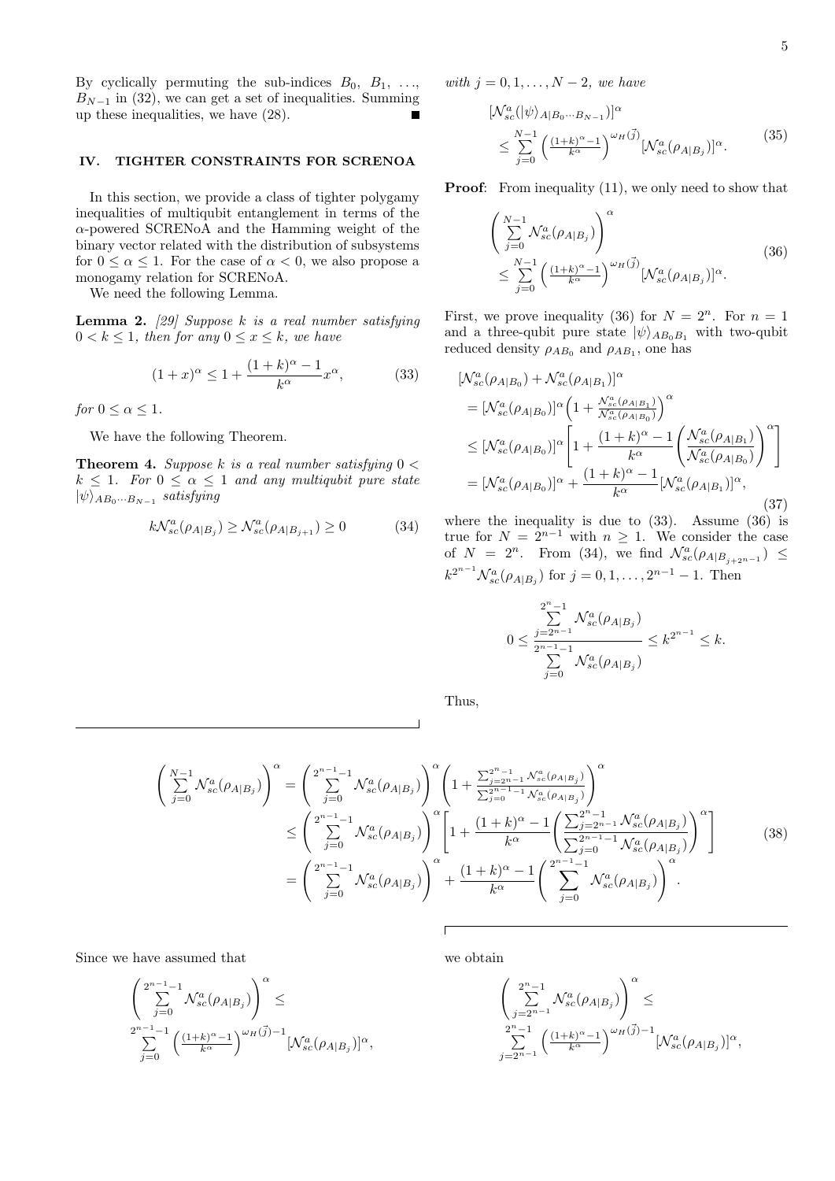By cyclically permuting the sub-indices $B_0$, $B_1$, ..., $B_{N-1}$ in (32), we can get a set of inequalities. Summing up these inequalities, we have (28). ∎

## IV. TIGHTER CONSTRAINTS FOR SCRENOA

In this section, we provide a class of tighter polygamy inequalities of multiqubit entanglement in terms of the $\alpha$-powered SCRENoA and the Hamming weight of the binary vector related with the distribution of subsystems for $0 \leq \alpha \leq 1$. For the case of $\alpha < 0$, we also propose a monogamy relation for SCRENoA.

We need the following Lemma.

**Lemma 2.** *[29] Suppose $k$ is a real number satisfying $0 < k \leq 1$, then for any $0 \leq x \leq k$, we have*

$$(1+x)^\alpha \leq 1 + \frac{(1+k)^\alpha - 1}{k^\alpha} x^\alpha, \tag{33}$$

*for $0 \leq \alpha \leq 1$.*

We have the following Theorem.

**Theorem 4.** *Suppose $k$ is a real number satisfying $0 < k \leq 1$. For $0 \leq \alpha \leq 1$ and any multiqubit pure state $|\psi\rangle_{AB_0 \cdots B_{N-1}}$ satisfying*

$$k \mathcal{N}_{sc}^a(\rho_{A|B_j}) \geq \mathcal{N}_{sc}^a(\rho_{A|B_{j+1}}) \geq 0 \tag{34}$$

*with $j = 0, 1, \ldots, N-2$, we have*

$$[\mathcal{N}_{sc}^a(|\psi\rangle_{A|B_0 \cdots B_{N-1}})]^\alpha \leq \sum_{j=0}^{N-1} \left( \tfrac{(1+k)^\alpha - 1}{k^\alpha} \right)^{\omega_H(\vec{j})} [\mathcal{N}_{sc}^a(\rho_{A|B_j})]^\alpha. \tag{35}$$

**Proof**: From inequality (11), we only need to show that

$$\left( \sum_{j=0}^{N-1} \mathcal{N}_{sc}^a(\rho_{A|B_j}) \right)^\alpha \leq \sum_{j=0}^{N-1} \left( \tfrac{(1+k)^\alpha - 1}{k^\alpha} \right)^{\omega_H(\vec{j})} [\mathcal{N}_{sc}^a(\rho_{A|B_j})]^\alpha. \tag{36}$$

First, we prove inequality (36) for $N = 2^n$. For $n = 1$ and a three-qubit pure state $|\psi\rangle_{AB_0B_1}$ with two-qubit reduced density $\rho_{AB_0}$ and $\rho_{AB_1}$, one has

$$\begin{aligned}
&[\mathcal{N}_{sc}^a(\rho_{A|B_0}) + \mathcal{N}_{sc}^a(\rho_{A|B_1})]^\alpha \\
&= [\mathcal{N}_{sc}^a(\rho_{A|B_0})]^\alpha \left( 1 + \tfrac{\mathcal{N}_{sc}^a(\rho_{A|B_1})}{\mathcal{N}_{sc}^a(\rho_{A|B_0})} \right)^\alpha \\
&\leq [\mathcal{N}_{sc}^a(\rho_{A|B_0})]^\alpha \left[ 1 + \frac{(1+k)^\alpha - 1}{k^\alpha} \left( \frac{\mathcal{N}_{sc}^a(\rho_{A|B_1})}{\mathcal{N}_{sc}^a(\rho_{A|B_0})} \right)^\alpha \right] \\
&= [\mathcal{N}_{sc}^a(\rho_{A|B_0})]^\alpha + \frac{(1+k)^\alpha - 1}{k^\alpha} [\mathcal{N}_{sc}^a(\rho_{A|B_1})]^\alpha,
\end{aligned} \tag{37}$$

where the inequality is due to (33). Assume (36) is true for $N = 2^{n-1}$ with $n \geq 1$. We consider the case of $N = 2^n$. From (34), we find $\mathcal{N}_{sc}^a(\rho_{A|B_{j+2^{n-1}}}) \leq k^{2^{n-1}} \mathcal{N}_{sc}^a(\rho_{A|B_j})$ for $j = 0, 1, \ldots, 2^{n-1}-1$. Then

$$0 \leq \frac{\sum\limits_{j=2^{n-1}}^{2^n-1} \mathcal{N}_{sc}^a(\rho_{A|B_j})}{\sum\limits_{j=0}^{2^{n-1}-1} \mathcal{N}_{sc}^a(\rho_{A|B_j})} \leq k^{2^{n-1}} \leq k.$$

Thus,

$$\begin{aligned}
\left( \sum_{j=0}^{N-1} \mathcal{N}_{sc}^a(\rho_{A|B_j}) \right)^\alpha &= \left( \sum_{j=0}^{2^{n-1}-1} \mathcal{N}_{sc}^a(\rho_{A|B_j}) \right)^\alpha \left( 1 + \tfrac{\sum_{j=2^{n-1}}^{2^n-1} \mathcal{N}_{sc}^a(\rho_{A|B_j})}{\sum_{j=0}^{2^{n-1}-1} \mathcal{N}_{sc}^a(\rho_{A|B_j})} \right)^\alpha \\
&\leq \left( \sum_{j=0}^{2^{n-1}-1} \mathcal{N}_{sc}^a(\rho_{A|B_j}) \right)^\alpha \left[ 1 + \frac{(1+k)^\alpha - 1}{k^\alpha} \left( \frac{\sum_{j=2^{n-1}}^{2^n-1} \mathcal{N}_{sc}^a(\rho_{A|B_j})}{\sum_{j=0}^{2^{n-1}-1} \mathcal{N}_{sc}^a(\rho_{A|B_j})} \right)^\alpha \right] \\
&= \left( \sum_{j=0}^{2^{n-1}-1} \mathcal{N}_{sc}^a(\rho_{A|B_j}) \right)^\alpha + \frac{(1+k)^\alpha - 1}{k^\alpha} \left( \sum_{j=0}^{2^{n-1}-1} \mathcal{N}_{sc}^a(\rho_{A|B_j}) \right)^\alpha.
\end{aligned} \tag{38}$$

Since we have assumed that

$$\left( \sum_{j=0}^{2^{n-1}-1} \mathcal{N}_{sc}^a(\rho_{A|B_j}) \right)^\alpha \leq \sum_{j=0}^{2^{n-1}-1} \left( \tfrac{(1+k)^\alpha - 1}{k^\alpha} \right)^{\omega_H(\vec{j})-1} [\mathcal{N}_{sc}^a(\rho_{A|B_j})]^\alpha,$$

we obtain

$$\left( \sum_{j=2^{n-1}}^{2^n-1} \mathcal{N}_{sc}^a(\rho_{A|B_j}) \right)^\alpha \leq \sum_{j=2^{n-1}}^{2^n-1} \left( \tfrac{(1+k)^\alpha - 1}{k^\alpha} \right)^{\omega_H(\vec{j})-1} [\mathcal{N}_{sc}^a(\rho_{A|B_j})]^\alpha,$$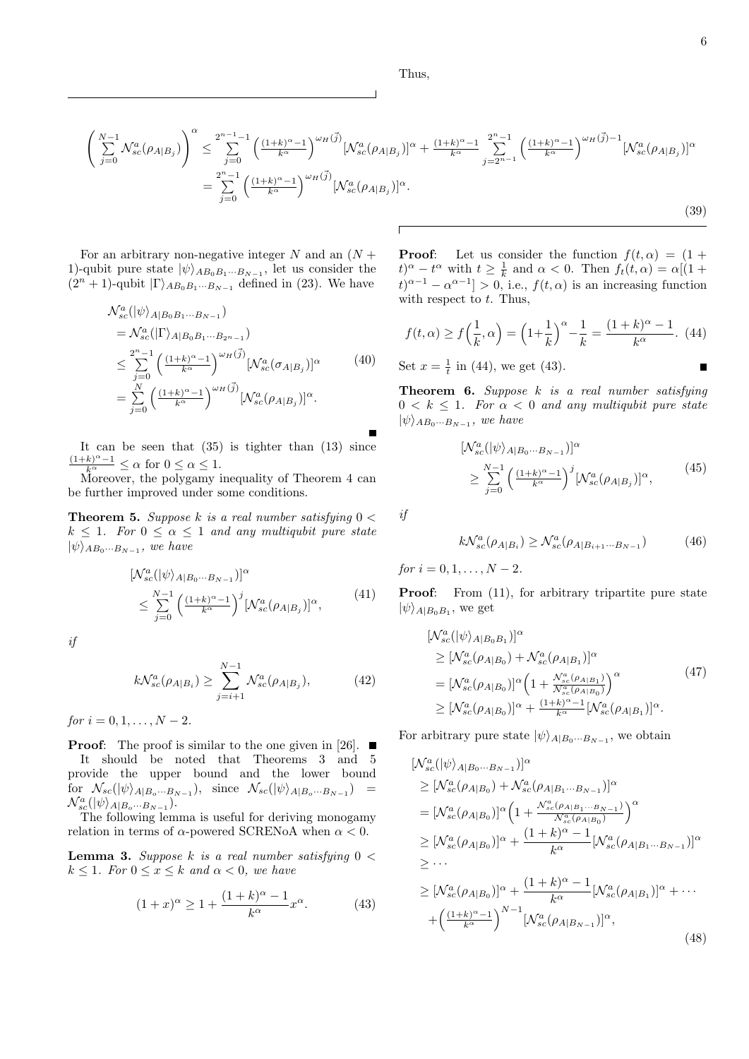Thus,

$$
\left(\sum_{j=0}^{N-1}\mathcal{N}_{sc}^{a}(\rho_{A|B_j})\right)^{\alpha} \leq \sum_{j=0}^{2^{n-1}-1}\left(\tfrac{(1+k)^{\alpha}-1}{k^{\alpha}}\right)^{\omega_H(\vec{j})}[\mathcal{N}_{sc}^{a}(\rho_{A|B_j})]^{\alpha} + \tfrac{(1+k)^{\alpha}-1}{k^{\alpha}}\sum_{j=2^{n-1}}^{2^n-1}\left(\tfrac{(1+k)^{\alpha}-1}{k^{\alpha}}\right)^{\omega_H(\vec{j})-1}[\mathcal{N}_{sc}^{a}(\rho_{A|B_j})]^{\alpha}
$$
$$
= \sum_{j=0}^{2^n-1}\left(\tfrac{(1+k)^{\alpha}-1}{k^{\alpha}}\right)^{\omega_H(\vec{j})}[\mathcal{N}_{sc}^{a}(\rho_{A|B_j})]^{\alpha}. \tag{39}
$$

For an arbitrary non-negative integer $N$ and an $(N+1)$-qubit pure state $|\psi\rangle_{AB_0B_1\cdots B_{N-1}}$, let us consider the $(2^n+1)$-qubit $|\Gamma\rangle_{AB_0B_1\cdots B_{N-1}}$ defined in (23). We have

$$
\begin{aligned}
&\mathcal{N}_{sc}^{a}(|\psi\rangle_{A|B_0B_1\cdots B_{N-1}}) \\
&= \mathcal{N}_{sc}^{a}(|\Gamma\rangle_{A|B_0B_1\cdots B_{2^n-1}}) \\
&\leq \sum_{j=0}^{2^n-1}\left(\tfrac{(1+k)^{\alpha}-1}{k^{\alpha}}\right)^{\omega_H(\vec{j})}[\mathcal{N}_{sc}^{a}(\sigma_{A|B_j})]^{\alpha} \\
&= \sum_{j=0}^{N}\left(\tfrac{(1+k)^{\alpha}-1}{k^{\alpha}}\right)^{\omega_H(\vec{j})}[\mathcal{N}_{sc}^{a}(\rho_{A|B_j})]^{\alpha}.
\end{aligned} \tag{40}
$$

■

It can be seen that (35) is tighter than (13) since $\frac{(1+k)^{\alpha}-1}{k^{\alpha}} \leq \alpha$ for $0 \leq \alpha \leq 1$.

Moreover, the polygamy inequality of Theorem 4 can be further improved under some conditions.

**Theorem 5.** *Suppose $k$ is a real number satisfying $0 < k \leq 1$. For $0 \leq \alpha \leq 1$ and any multiqubit pure state $|\psi\rangle_{AB_0\cdots B_{N-1}}$, we have*

$$
\begin{aligned}
&[\mathcal{N}_{sc}^{a}(|\psi\rangle_{A|B_0\cdots B_{N-1}})]^{\alpha} \\
&\leq \sum_{j=0}^{N-1}\left(\tfrac{(1+k)^{\alpha}-1}{k^{\alpha}}\right)^{j}[\mathcal{N}_{sc}^{a}(\rho_{A|B_j})]^{\alpha},
\end{aligned} \tag{41}
$$

*if*

$$
k\mathcal{N}_{sc}^{a}(\rho_{A|B_i}) \geq \sum_{j=i+1}^{N-1}\mathcal{N}_{sc}^{a}(\rho_{A|B_j}), \tag{42}
$$

*for $i = 0, 1, \ldots, N-2$.*

**Proof**: The proof is similar to the one given in [26]. ■

It should be noted that Theorems 3 and 5 provide the upper bound and the lower bound for $\mathcal{N}_{sc}(|\psi\rangle_{A|B_o\cdots B_{N-1}})$, since $\mathcal{N}_{sc}(|\psi\rangle_{A|B_o\cdots B_{N-1}}) = \mathcal{N}_{sc}^{a}(|\psi\rangle_{A|B_o\cdots B_{N-1}})$.

The following lemma is useful for deriving monogamy relation in terms of $\alpha$-powered SCRENoA when $\alpha < 0$.

**Lemma 3.** *Suppose $k$ is a real number satisfying $0 < k \leq 1$. For $0 \leq x \leq k$ and $\alpha < 0$, we have*

$$
(1+x)^{\alpha} \geq 1 + \frac{(1+k)^{\alpha}-1}{k^{\alpha}}x^{\alpha}. \tag{43}
$$

**Proof**: Let us consider the function $f(t,\alpha) = (1+t)^{\alpha} - t^{\alpha}$ with $t \geq \frac{1}{k}$ and $\alpha < 0$. Then $f_t(t,\alpha) = \alpha[(1+t)^{\alpha-1} - \alpha^{\alpha-1}] > 0$, i.e., $f(t,\alpha)$ is an increasing function with respect to $t$. Thus,

$$
f(t,\alpha) \geq f\left(\frac{1}{k},\alpha\right) = \left(1+\frac{1}{k}\right)^{\alpha} - \frac{1}{k} = \frac{(1+k)^{\alpha}-1}{k^{\alpha}}. \tag{44}
$$

Set $x = \frac{1}{t}$ in (44), we get (43). ■

**Theorem 6.** *Suppose $k$ is a real number satisfying $0 < k \leq 1$. For $\alpha < 0$ and any multiqubit pure state $|\psi\rangle_{AB_0\cdots B_{N-1}}$, we have*

$$
\begin{aligned}
&[\mathcal{N}_{sc}^{a}(|\psi\rangle_{A|B_0\cdots B_{N-1}})]^{\alpha} \\
&\geq \sum_{j=0}^{N-1}\left(\tfrac{(1+k)^{\alpha}-1}{k^{\alpha}}\right)^{j}[\mathcal{N}_{sc}^{a}(\rho_{A|B_j})]^{\alpha},
\end{aligned} \tag{45}
$$

*if*

$$
k\mathcal{N}_{sc}^{a}(\rho_{A|B_i}) \geq \mathcal{N}_{sc}^{a}(\rho_{A|B_{i+1}\cdots B_{N-1}}) \tag{46}
$$

*for $i = 0, 1, \ldots, N-2$.*

**Proof**: From (11), for arbitrary tripartite pure state $|\psi\rangle_{A|B_0B_1}$, we get

$$
\begin{aligned}
&[\mathcal{N}_{sc}^{a}(|\psi\rangle_{A|B_0B_1})]^{\alpha} \\
&\geq [\mathcal{N}_{sc}^{a}(\rho_{A|B_0}) + \mathcal{N}_{sc}^{a}(\rho_{A|B_1})]^{\alpha} \\
&= [\mathcal{N}_{sc}^{a}(\rho_{A|B_0})]^{\alpha}\left(1 + \tfrac{\mathcal{N}_{sc}^{a}(\rho_{A|B_1})}{\mathcal{N}_{sc}^{a}(\rho_{A|B_0})}\right)^{\alpha} \\
&\geq [\mathcal{N}_{sc}^{a}(\rho_{A|B_0})]^{\alpha} + \tfrac{(1+k)^{\alpha}-1}{k^{\alpha}}[\mathcal{N}_{sc}^{a}(\rho_{A|B_1})]^{\alpha}.
\end{aligned} \tag{47}
$$

For arbitrary pure state $|\psi\rangle_{A|B_0\cdots B_{N-1}}$, we obtain

$$
\begin{aligned}
&[\mathcal{N}_{sc}^{a}(|\psi\rangle_{A|B_0\cdots B_{N-1}})]^{\alpha} \\
&\geq [\mathcal{N}_{sc}^{a}(\rho_{A|B_0}) + \mathcal{N}_{sc}^{a}(\rho_{A|B_1\cdots B_{N-1}})]^{\alpha} \\
&= [\mathcal{N}_{sc}^{a}(\rho_{A|B_0})]^{\alpha}\left(1 + \tfrac{\mathcal{N}_{sc}^{a}(\rho_{A|B_1\cdots B_{N-1}})}{\mathcal{N}_{sc}^{a}(\rho_{A|B_0})}\right)^{\alpha} \\
&\geq [\mathcal{N}_{sc}^{a}(\rho_{A|B_0})]^{\alpha} + \frac{(1+k)^{\alpha}-1}{k^{\alpha}}[\mathcal{N}_{sc}^{a}(\rho_{A|B_1\cdots B_{N-1}})]^{\alpha} \\
&\geq \cdots \\
&\geq [\mathcal{N}_{sc}^{a}(\rho_{A|B_0})]^{\alpha} + \frac{(1+k)^{\alpha}-1}{k^{\alpha}}[\mathcal{N}_{sc}^{a}(\rho_{A|B_1})]^{\alpha} + \cdots \\
&\quad + \left(\tfrac{(1+k)^{\alpha}-1}{k^{\alpha}}\right)^{N-1}[\mathcal{N}_{sc}^{a}(\rho_{A|B_{N-1}})]^{\alpha},
\end{aligned} \tag{48}
$$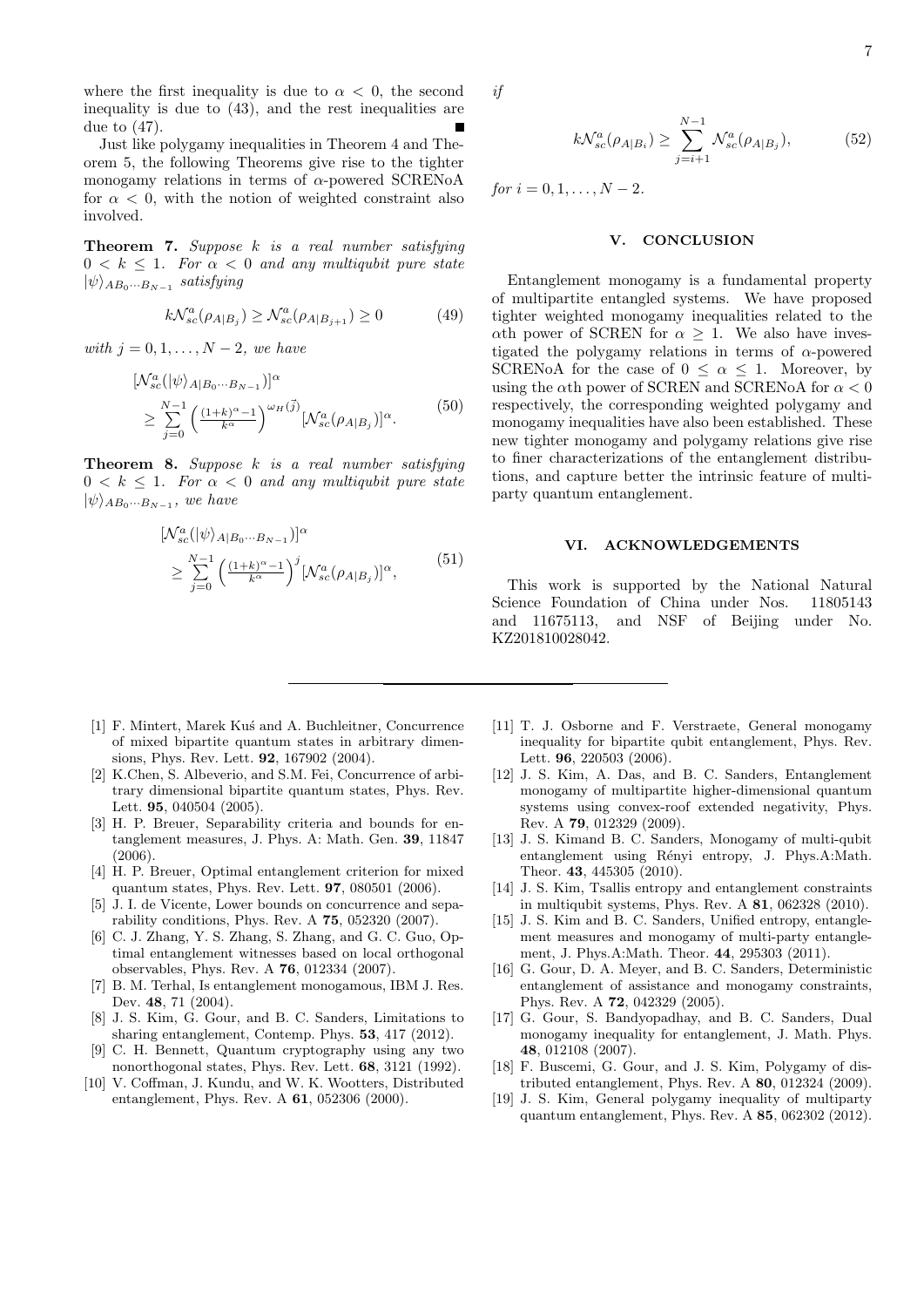where the first inequality is due to $\alpha < 0$, the second inequality is due to (43), and the rest inequalities are due to (47). ■

Just like polygamy inequalities in Theorem 4 and Theorem 5, the following Theorems give rise to the tighter monogamy relations in terms of $\alpha$-powered SCRENoA for $\alpha < 0$, with the notion of weighted constraint also involved.

**Theorem 7.** *Suppose $k$ is a real number satisfying $0 < k \leq 1$. For $\alpha < 0$ and any multiqubit pure state $|\psi\rangle_{AB_0\cdots B_{N-1}}$ satisfying*

$$k\mathcal{N}_{sc}^{a}(\rho_{A|B_j}) \geq \mathcal{N}_{sc}^{a}(\rho_{A|B_{j+1}}) \geq 0 \tag{49}$$

*with $j = 0, 1, \ldots, N-2$, we have*

$$\begin{aligned} &[\mathcal{N}_{sc}^{a}(|\psi\rangle_{A|B_0\cdots B_{N-1}})]^{\alpha} \\ &\geq \sum_{j=0}^{N-1} \left(\tfrac{(1+k)^{\alpha}-1}{k^{\alpha}}\right)^{\omega_H(\vec{j})} [\mathcal{N}_{sc}^{a}(\rho_{A|B_j})]^{\alpha}. \end{aligned} \tag{50}$$

**Theorem 8.** *Suppose $k$ is a real number satisfying $0 < k \leq 1$. For $\alpha < 0$ and any multiqubit pure state $|\psi\rangle_{AB_0\cdots B_{N-1}}$, we have*

$$\begin{aligned} &[\mathcal{N}_{sc}^{a}(|\psi\rangle_{A|B_0\cdots B_{N-1}})]^{\alpha} \\ &\geq \sum_{j=0}^{N-1} \left(\tfrac{(1+k)^{\alpha}-1}{k^{\alpha}}\right)^{j} [\mathcal{N}_{sc}^{a}(\rho_{A|B_j})]^{\alpha}, \end{aligned} \tag{51}$$

*if*

$$k\mathcal{N}_{sc}^{a}(\rho_{A|B_i}) \geq \sum_{j=i+1}^{N-1} \mathcal{N}_{sc}^{a}(\rho_{A|B_j}), \tag{52}$$

*for $i = 0, 1, \ldots, N-2$.*

## V. CONCLUSION

Entanglement monogamy is a fundamental property of multipartite entangled systems. We have proposed tighter weighted monogamy inequalities related to the $\alpha$th power of SCREN for $\alpha \geq 1$. We also have investigated the polygamy relations in terms of $\alpha$-powered SCRENoA for the case of $0 \leq \alpha \leq 1$. Moreover, by using the $\alpha$th power of SCREN and SCRENoA for $\alpha < 0$ respectively, the corresponding weighted polygamy and monogamy inequalities have also been established. These new tighter monogamy and polygamy relations give rise to finer characterizations of the entanglement distributions, and capture better the intrinsic feature of multiparty quantum entanglement.

## VI. ACKNOWLEDGEMENTS

This work is supported by the National Natural Science Foundation of China under Nos. 11805143 and 11675113, and NSF of Beijing under No. KZ201810028042.

---

[1] F. Mintert, Marek Kuś and A. Buchleitner, Concurrence of mixed bipartite quantum states in arbitrary dimensions, Phys. Rev. Lett. **92**, 167902 (2004).

[2] K.Chen, S. Albeverio, and S.M. Fei, Concurrence of arbitrary dimensional bipartite quantum states, Phys. Rev. Lett. **95**, 040504 (2005).

[3] H. P. Breuer, Separability criteria and bounds for entanglement measures, J. Phys. A: Math. Gen. **39**, 11847 (2006).

[4] H. P. Breuer, Optimal entanglement criterion for mixed quantum states, Phys. Rev. Lett. **97**, 080501 (2006).

[5] J. I. de Vicente, Lower bounds on concurrence and separability conditions, Phys. Rev. A **75**, 052320 (2007).

[6] C. J. Zhang, Y. S. Zhang, S. Zhang, and G. C. Guo, Optimal entanglement witnesses based on local orthogonal observables, Phys. Rev. A **76**, 012334 (2007).

[7] B. M. Terhal, Is entanglement monogamous, IBM J. Res. Dev. **48**, 71 (2004).

[8] J. S. Kim, G. Gour, and B. C. Sanders, Limitations to sharing entanglement, Contemp. Phys. **53**, 417 (2012).

[9] C. H. Bennett, Quantum cryptography using any two nonorthogonal states, Phys. Rev. Lett. **68**, 3121 (1992).

[10] V. Coffman, J. Kundu, and W. K. Wootters, Distributed entanglement, Phys. Rev. A **61**, 052306 (2000).

[11] T. J. Osborne and F. Verstraete, General monogamy inequality for bipartite qubit entanglement, Phys. Rev. Lett. **96**, 220503 (2006).

[12] J. S. Kim, A. Das, and B. C. Sanders, Entanglement monogamy of multipartite higher-dimensional quantum systems using convex-roof extended negativity, Phys. Rev. A **79**, 012329 (2009).

[13] J. S. Kimand B. C. Sanders, Monogamy of multi-qubit entanglement using Rényi entropy, J. Phys.A:Math. Theor. **43**, 445305 (2010).

[14] J. S. Kim, Tsallis entropy and entanglement constraints in multiqubit systems, Phys. Rev. A **81**, 062328 (2010).

[15] J. S. Kim and B. C. Sanders, Unified entropy, entanglement measures and monogamy of multi-party entanglement, J. Phys.A:Math. Theor. **44**, 295303 (2011).

[16] G. Gour, D. A. Meyer, and B. C. Sanders, Deterministic entanglement of assistance and monogamy constraints, Phys. Rev. A **72**, 042329 (2005).

[17] G. Gour, S. Bandyopadhay, and B. C. Sanders, Dual monogamy inequality for entanglement, J. Math. Phys. **48**, 012108 (2007).

[18] F. Buscemi, G. Gour, and J. S. Kim, Polygamy of distributed entanglement, Phys. Rev. A **80**, 012324 (2009).

[19] J. S. Kim, General polygamy inequality of multiparty quantum entanglement, Phys. Rev. A **85**, 062302 (2012).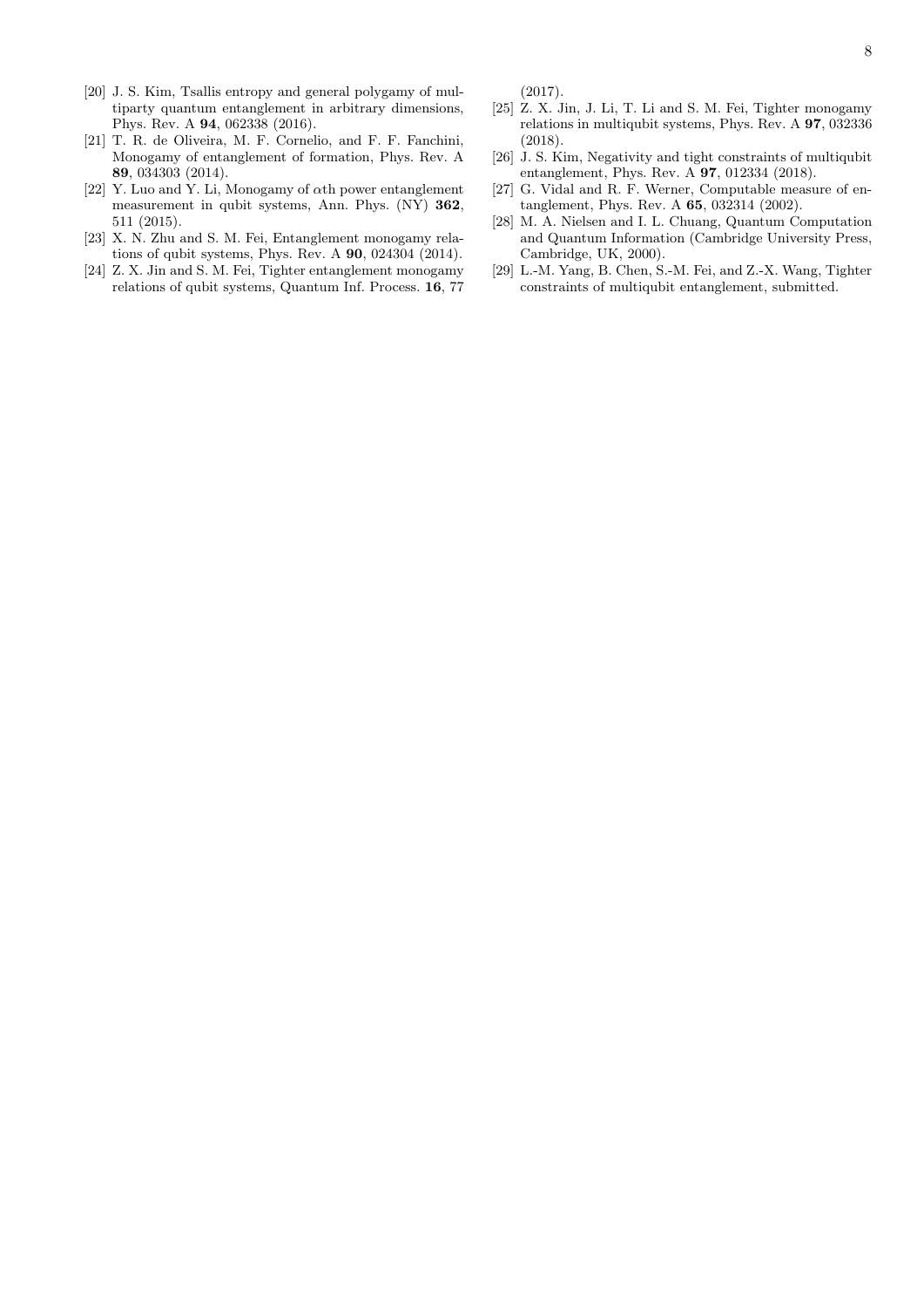[20] J. S. Kim, Tsallis entropy and general polygamy of multiparty quantum entanglement in arbitrary dimensions, Phys. Rev. A **94**, 062338 (2016).

[21] T. R. de Oliveira, M. F. Cornelio, and F. F. Fanchini, Monogamy of entanglement of formation, Phys. Rev. A **89**, 034303 (2014).

[22] Y. Luo and Y. Li, Monogamy of $\alpha$th power entanglement measurement in qubit systems, Ann. Phys. (NY) **362**, 511 (2015).

[23] X. N. Zhu and S. M. Fei, Entanglement monogamy relations of qubit systems, Phys. Rev. A **90**, 024304 (2014).

[24] Z. X. Jin and S. M. Fei, Tighter entanglement monogamy relations of qubit systems, Quantum Inf. Process. **16**, 77 (2017).

[25] Z. X. Jin, J. Li, T. Li and S. M. Fei, Tighter monogamy relations in multiqubit systems, Phys. Rev. A **97**, 032336 (2018).

[26] J. S. Kim, Negativity and tight constraints of multiqubit entanglement, Phys. Rev. A **97**, 012334 (2018).

[27] G. Vidal and R. F. Werner, Computable measure of entanglement, Phys. Rev. A **65**, 032314 (2002).

[28] M. A. Nielsen and I. L. Chuang, Quantum Computation and Quantum Information (Cambridge University Press, Cambridge, UK, 2000).

[29] L.-M. Yang, B. Chen, S.-M. Fei, and Z.-X. Wang, Tighter constraints of multiqubit entanglement, submitted.